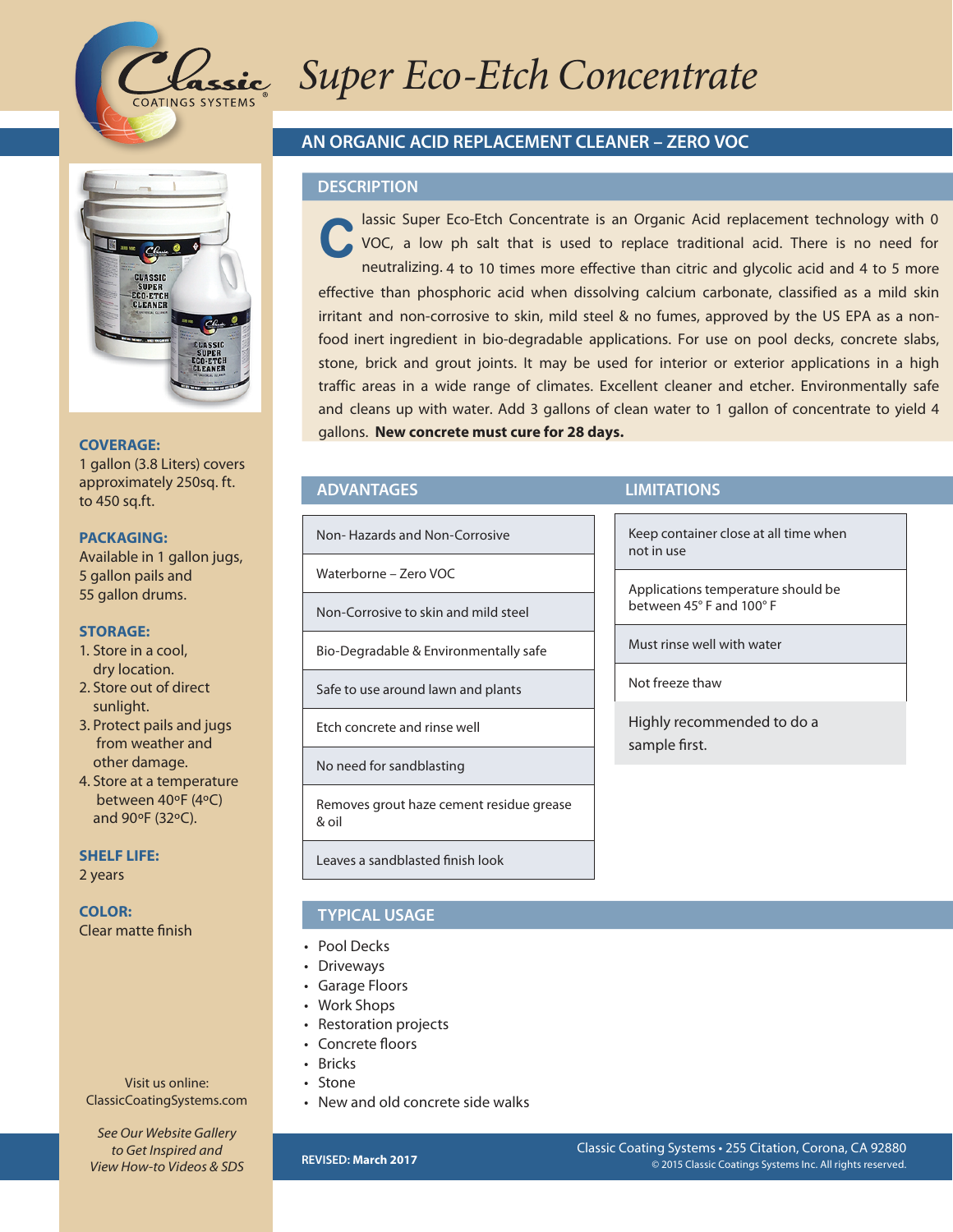# Super Eco-Etch Concentrate

## AN ORGANIC ACID REPLACEMENT CLEANER – ZERO VOC

### DESCRIPTION

Classic Super Eco-Etch Concentrate is an Organic Acid replacement technology with 0 VOC, a low ph salt that is used to replace traditional acid. There is no need for neutralizing. 4 to 10 times more effective than citric and glycolic acid and 4 to 5 more effective than phosphoric acid when dissolving calcium carbonate, classified as a mild skin irritant and non-corrosive to skin, mild steel & no fumes, approved by the US EPA as a non-food inert ingredient in bio-degradable applications. For use on pool decks, concrete slabs, stone, brick and grout joints. It may be used for interior or exterior applications in a high traffic areas in a wide range of climates. Excellent cleaner and etcher. Environmentally safe and cleans up with water. Add 3 gallons of clean water to 1 gallon of concentrate to yield 4 gallons. **New concrete must cure for 28 days.**

**COVERAGE:**
1 gallon (3.8 Liters) covers approximately 250sq. ft. to 450 sq.ft.

**PACKAGING:**
Available in 1 gallon jugs, 5 gallon pails and 55 gallon drums.

**STORAGE:**
1. Store in a cool, dry location.
2. Store out of direct sunlight.
3. Protect pails and jugs from weather and other damage.
4. Store at a temperature between 40ºF (4ºC) and 90ºF (32ºC).

**SHELF LIFE:**
2 years

**COLOR:**
Clear matte finish

### ADVANTAGES

| ADVANTAGES |
|---|
| Non- Hazards and Non-Corrosive |
| Waterborne – Zero VOC |
| Non-Corrosive to skin and mild steel |
| Bio-Degradable & Environmentally safe |
| Safe to use around lawn and plants |
| Etch concrete and rinse well |
| No need for sandblasting |
| Removes grout haze cement residue grease & oil |
| Leaves a sandblasted finish look |

### LIMITATIONS

| LIMITATIONS |
|---|
| Keep container close at all time when not in use |
| Applications temperature should be between 45° F and 100° F |
| Must rinse well with water |
| Not freeze thaw |
| Highly recommended to do a sample first. |

### TYPICAL USAGE

- Pool Decks
- Driveways
- Garage Floors
- Work Shops
- Restoration projects
- Concrete floors
- Bricks
- Stone
- New and old concrete side walks

Visit us online:
ClassicCoatingSystems.com

*See Our Website Gallery to Get Inspired and View How-to Videos & SDS*

**REVISED: March 2017**

Classic Coating Systems • 255 Citation, Corona, CA 92880
© 2015 Classic Coatings Systems Inc. All rights reserved.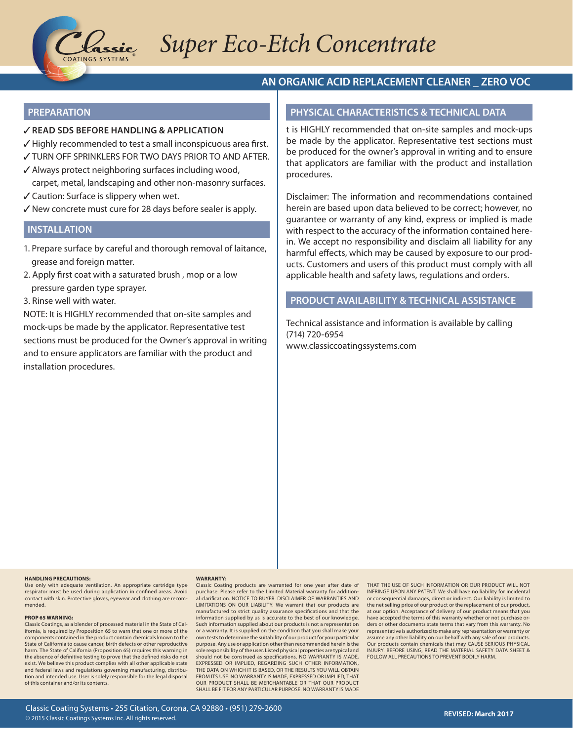# Super Eco-Etch Concentrate

**AN ORGANIC ACID REPLACEMENT CLEANER _ ZERO VOC**

## PREPARATION

- ✓ **READ SDS BEFORE HANDLING & APPLICATION**
- ✓ Highly recommended to test a small inconspicuous area first.
- ✓ TURN OFF SPRINKLERS FOR TWO DAYS PRIOR TO AND AFTER.
- ✓ Always protect neighboring surfaces including wood, carpet, metal, landscaping and other non-masonry surfaces.
- ✓ Caution: Surface is slippery when wet.
- ✓ New concrete must cure for 28 days before sealer is apply.

## INSTALLATION

1. Prepare surface by careful and thorough removal of laitance, grease and foreign matter.
2. Apply first coat with a saturated brush , mop or a low pressure garden type sprayer.
3. Rinse well with water.

NOTE: It is HIGHLY recommended that on-site samples and mock-ups be made by the applicator. Representative test sections must be produced for the Owner's approval in writing and to ensure applicators are familiar with the product and installation procedures.

## PHYSICAL CHARACTERISTICS & TECHNICAL DATA

t is HIGHLY recommended that on-site samples and mock-ups be made by the applicator. Representative test sections must be produced for the owner's approval in writing and to ensure that applicators are familiar with the product and installation procedures.

Disclaimer: The information and recommendations contained herein are based upon data believed to be correct; however, no guarantee or warranty of any kind, express or implied is made with respect to the accuracy of the information contained herein. We accept no responsibility and disclaim all liability for any harmful effects, which may be caused by exposure to our products. Customers and users of this product must comply with all applicable health and safety laws, regulations and orders.

## PRODUCT AVAILABILITY & TECHNICAL ASSISTANCE

Technical assistance and information is available by calling (714) 720-6954
www.classiccoatingssystems.com

**HANDLING PRECAUTIONS:**
Use only with adequate ventilation. An appropriate cartridge type respirator must be used during application in confined areas. Avoid contact with skin. Protective gloves, eyewear and clothing are recommended.

**PROP 65 WARNING:**
Classic Coatings, as a blender of processed material in the State of California, is required by Proposition 65 to warn that one or more of the components contained in the product contain chemicals known to the State of California to cause cancer, birth defects or other reproductive harm. The State of California (Proposition 65) requires this warning in the absence of definitive testing to prove that the defined risks do not exist. We believe this product complies with all other applicable state and federal laws and regulations governing manufacturing, distribution and intended use. User is solely responsible for the legal disposal of this container and/or its contents.

**WARRANTY:**
Classic Coating products are warranted for one year after date of purchase. Please refer to the Limited Material warranty for additional clarification. NOTICE TO BUYER: DISCLAIMER OF WARRANTIES AND LIMITATIONS ON OUR LIABILITY. We warrant that our products are manufactured to strict quality assurance specifications and that the information supplied by us is accurate to the best of our knowledge. Such information supplied about our products is not a representation or a warranty. It is supplied on the condition that you shall make your own tests to determine the suitability of our product for your particular purpose. Any use or application other than recommended herein is the sole responsibility of the user. Listed physical properties are typical and should not be construed as specifications. NO WARRANTY IS MADE, EXPRESSED OR IMPLIED, REGARDING SUCH OTHER INFORMATION, THE DATA ON WHICH IT IS BASED, OR THE RESULTS YOU WILL OBTAIN FROM ITS USE. NO WARRANTY IS MADE, EXPRESSED OR IMPLIED, THAT OUR PRODUCT SHALL BE MERCHANTABLE OR THAT OUR PRODUCT SHALL BE FIT FOR ANY PARTICULAR PURPOSE. NO WARRANTY IS MADE THAT THE USE OF SUCH INFORMATION OR OUR PRODUCT WILL NOT INFRINGE UPON ANY PATENT. We shall have no liability for incidental or consequential damages, direct or indirect. Our liability is limited to the net selling price of our product or the replacement of our product, at our option. Acceptance of delivery of our product means that you have accepted the terms of this warranty whether or not purchase orders or other documents state terms that vary from this warranty. No representative is authorized to make any representation or warranty or assume any other liability on our behalf with any sale of our products. Our products contain chemicals that may CAUSE SERIOUS PHYSICAL INJURY. BEFORE USING, READ THE MATERIAL SAFETY DATA SHEET & FOLLOW ALL PRECAUTIONS TO PREVENT BODILY HARM.

Classic Coating Systems • 255 Citation, Corona, CA 92880 • (951) 279-2600
© 2015 Classic Coatings Systems Inc. All rights reserved.

**REVISED: March 2017**